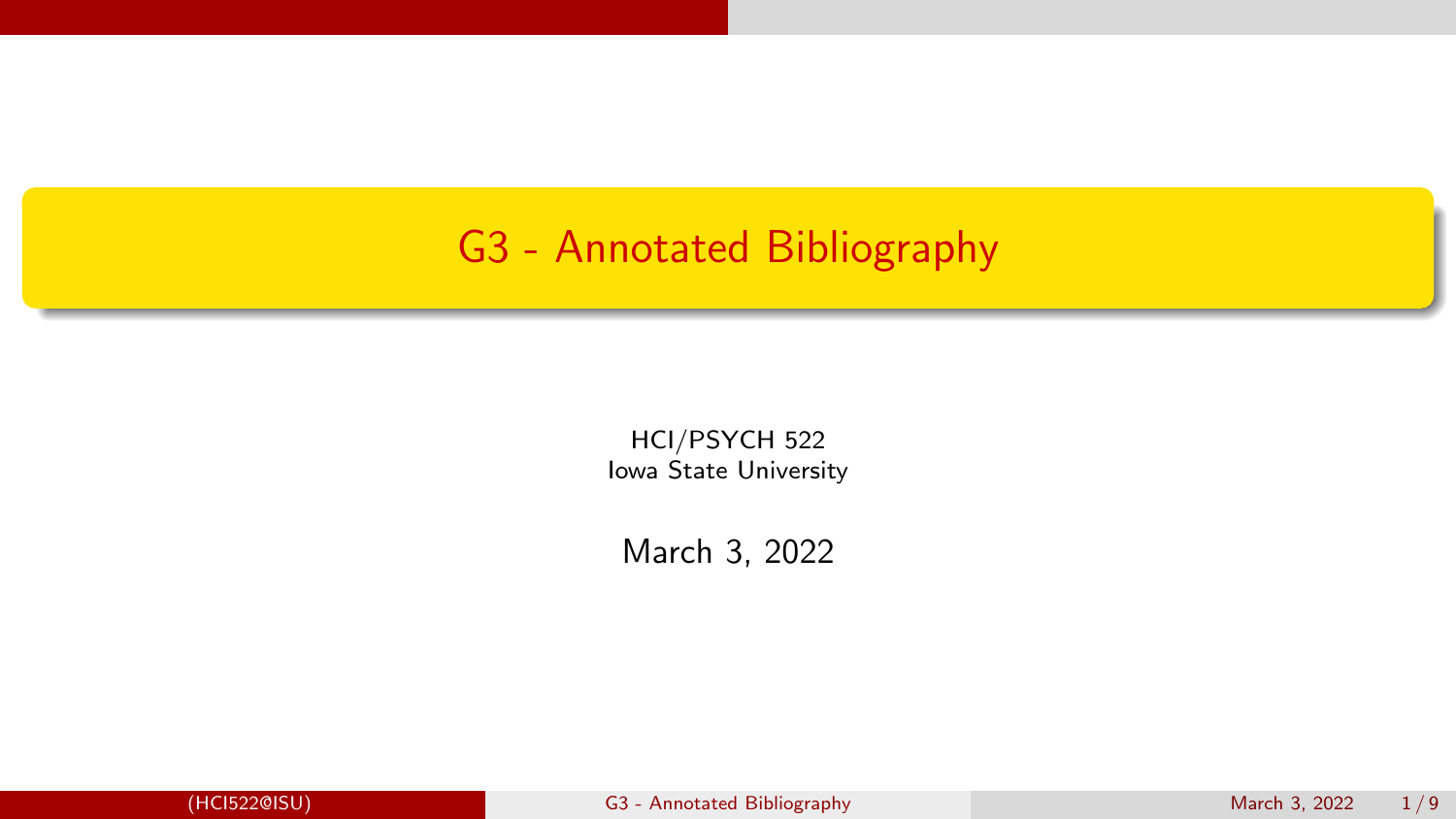# G3 - Annotated Bibliography

HCI/PSYCH 522
Iowa State University

March 3, 2022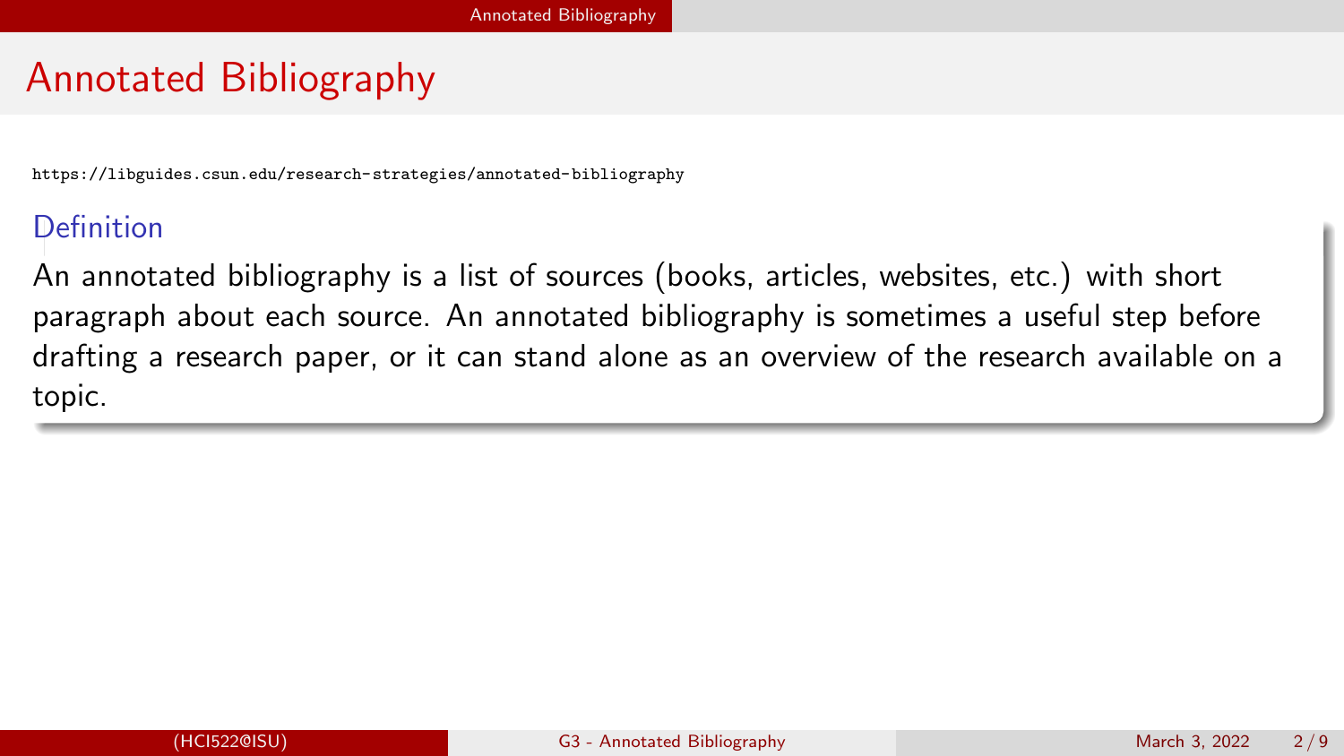# Annotated Bibliography

https://libguides.csun.edu/research-strategies/annotated-bibliography

### Definition

An annotated bibliography is a list of sources (books, articles, websites, etc.) with short paragraph about each source. An annotated bibliography is sometimes a useful step before drafting a research paper, or it can stand alone as an overview of the research available on a topic.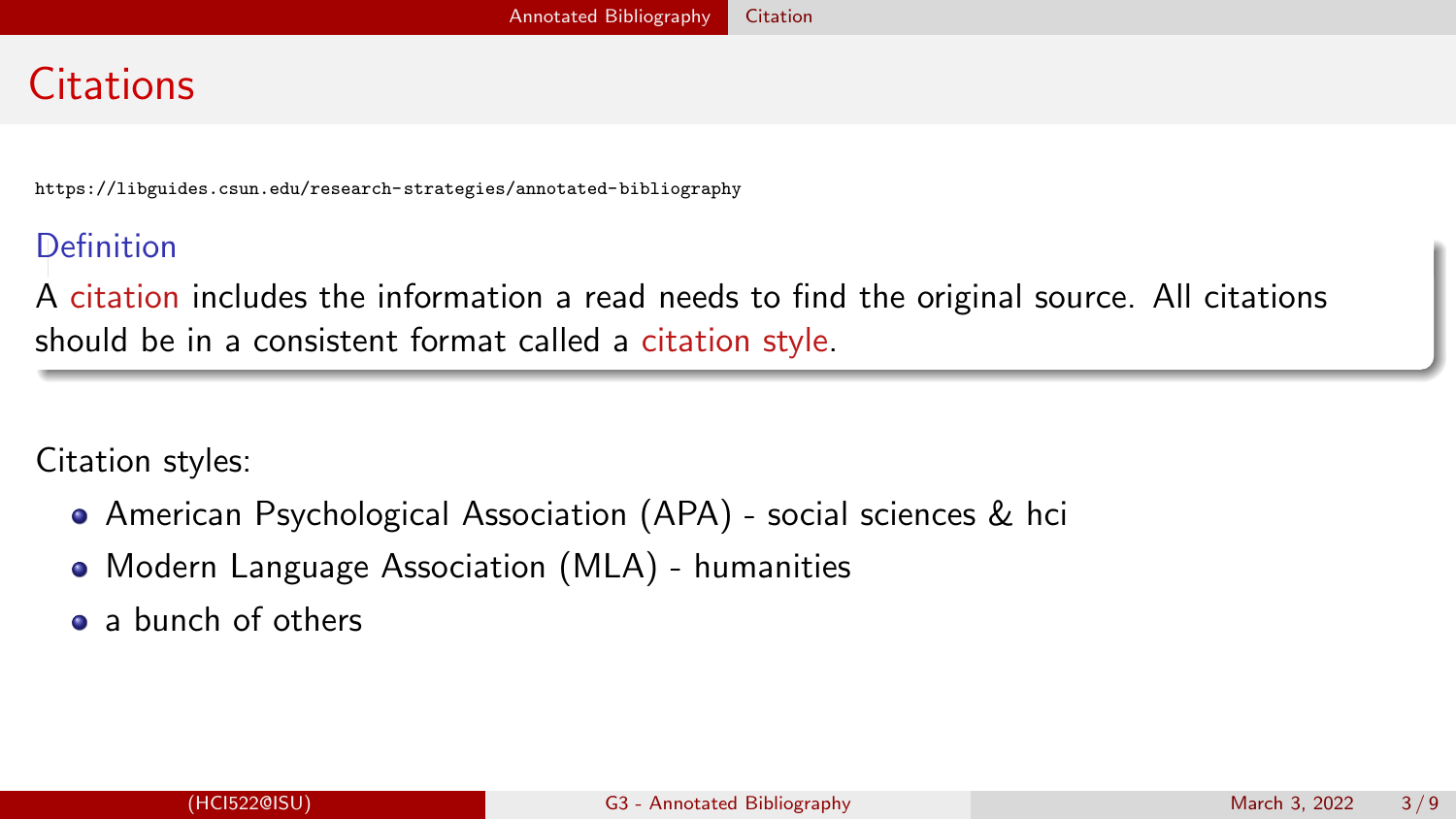# Citations

https://libguides.csun.edu/research-strategies/annotated-bibliography

**Definition**

A citation includes the information a read needs to find the original source. All citations should be in a consistent format called a citation style.

Citation styles:

- American Psychological Association (APA) - social sciences & hci
- Modern Language Association (MLA) - humanities
- a bunch of others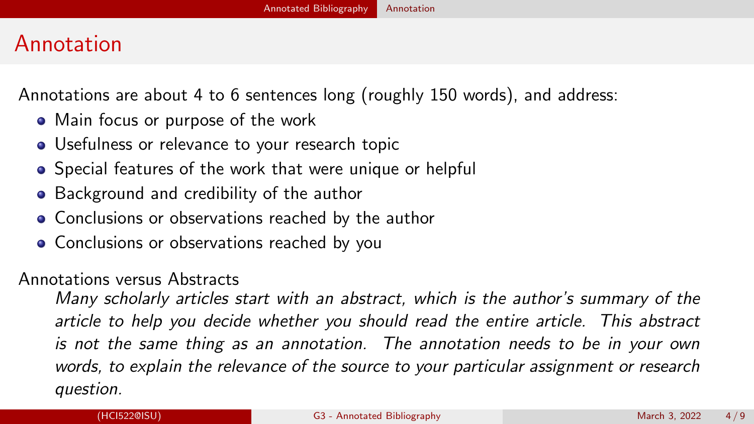# Annotation

Annotations are about 4 to 6 sentences long (roughly 150 words), and address:

- Main focus or purpose of the work
- Usefulness or relevance to your research topic
- Special features of the work that were unique or helpful
- Background and credibility of the author
- Conclusions or observations reached by the author
- Conclusions or observations reached by you

Annotations versus Abstracts

> *Many scholarly articles start with an abstract, which is the author's summary of the article to help you decide whether you should read the entire article. This abstract is not the same thing as an annotation. The annotation needs to be in your own words, to explain the relevance of the source to your particular assignment or research question.*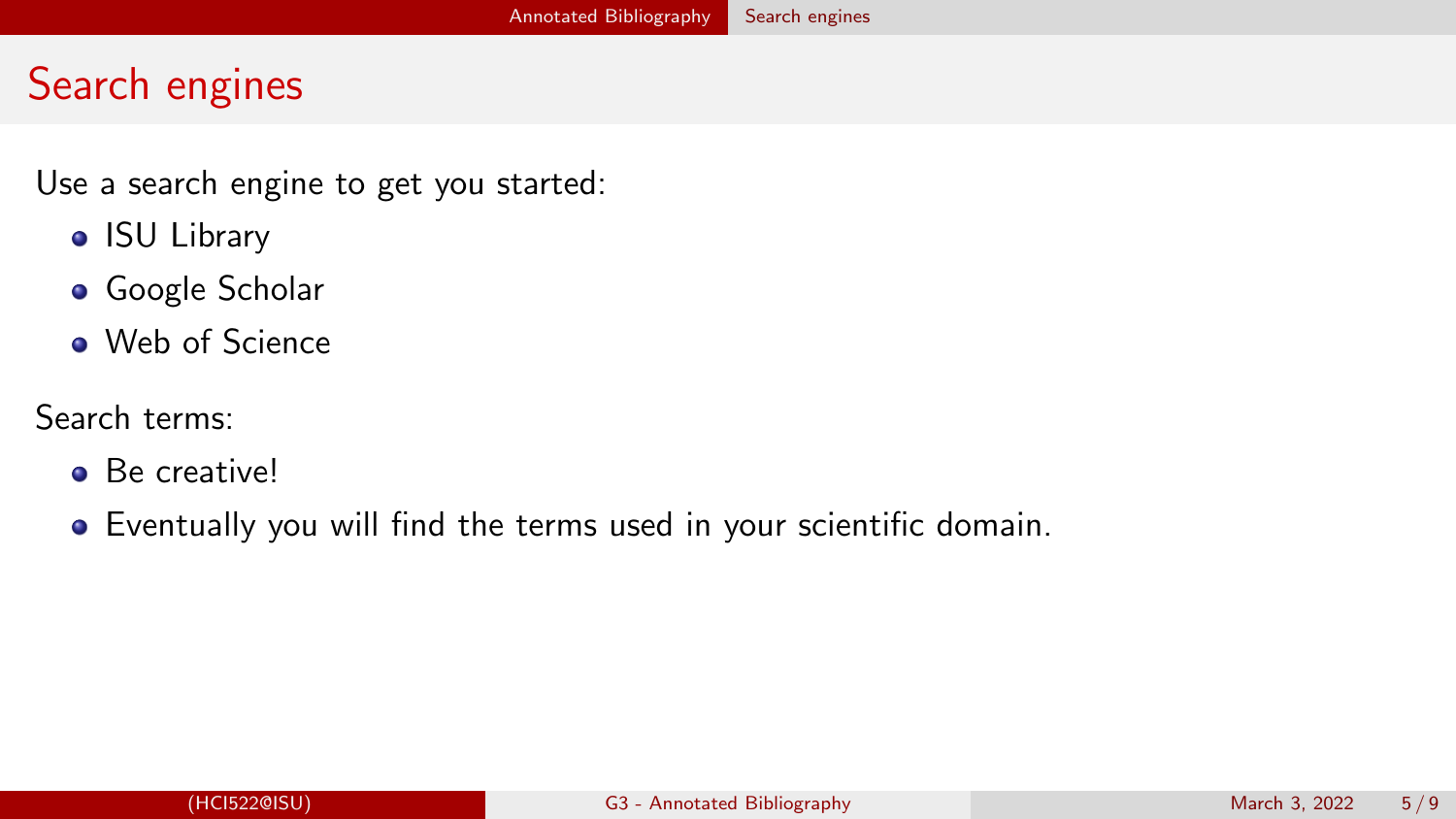# Search engines

Use a search engine to get you started:

- ISU Library
- Google Scholar
- Web of Science

Search terms:

- Be creative!
- Eventually you will find the terms used in your scientific domain.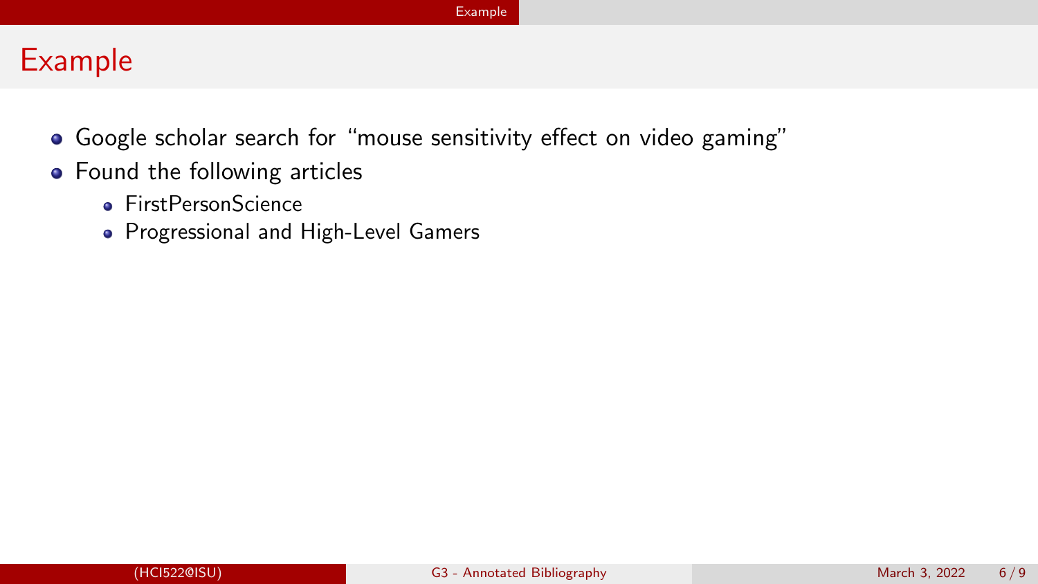# Example

- Google scholar search for "mouse sensitivity effect on video gaming"
- Found the following articles
  - FirstPersonScience
  - Progressional and High-Level Gamers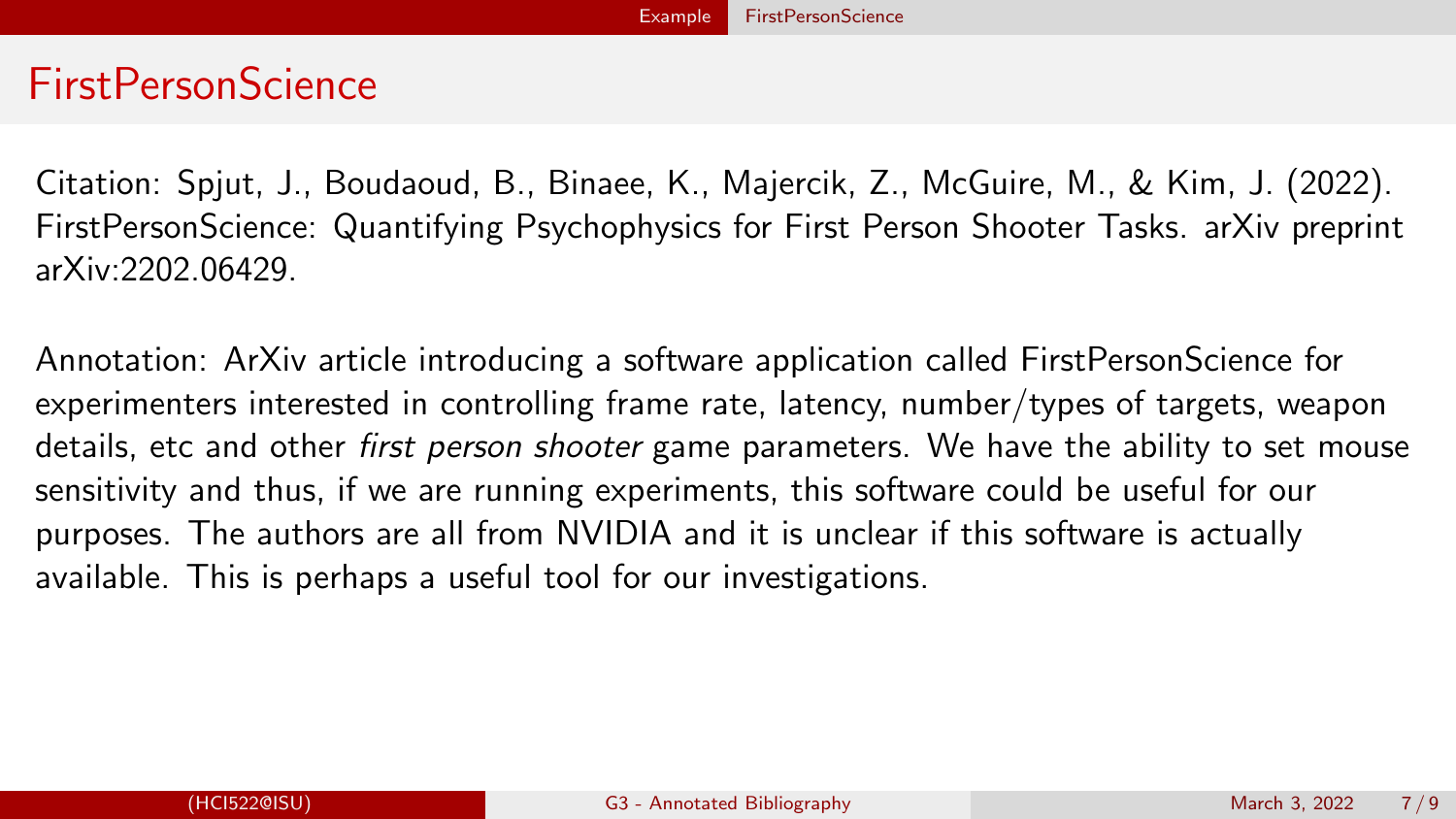# FirstPersonScience

Citation: Spjut, J., Boudaoud, B., Binaee, K., Majercik, Z., McGuire, M., & Kim, J. (2022). FirstPersonScience: Quantifying Psychophysics for First Person Shooter Tasks. arXiv preprint arXiv:2202.06429.

Annotation: ArXiv article introducing a software application called FirstPersonScience for experimenters interested in controlling frame rate, latency, number/types of targets, weapon details, etc and other *first person shooter* game parameters. We have the ability to set mouse sensitivity and thus, if we are running experiments, this software could be useful for our purposes. The authors are all from NVIDIA and it is unclear if this software is actually available. This is perhaps a useful tool for our investigations.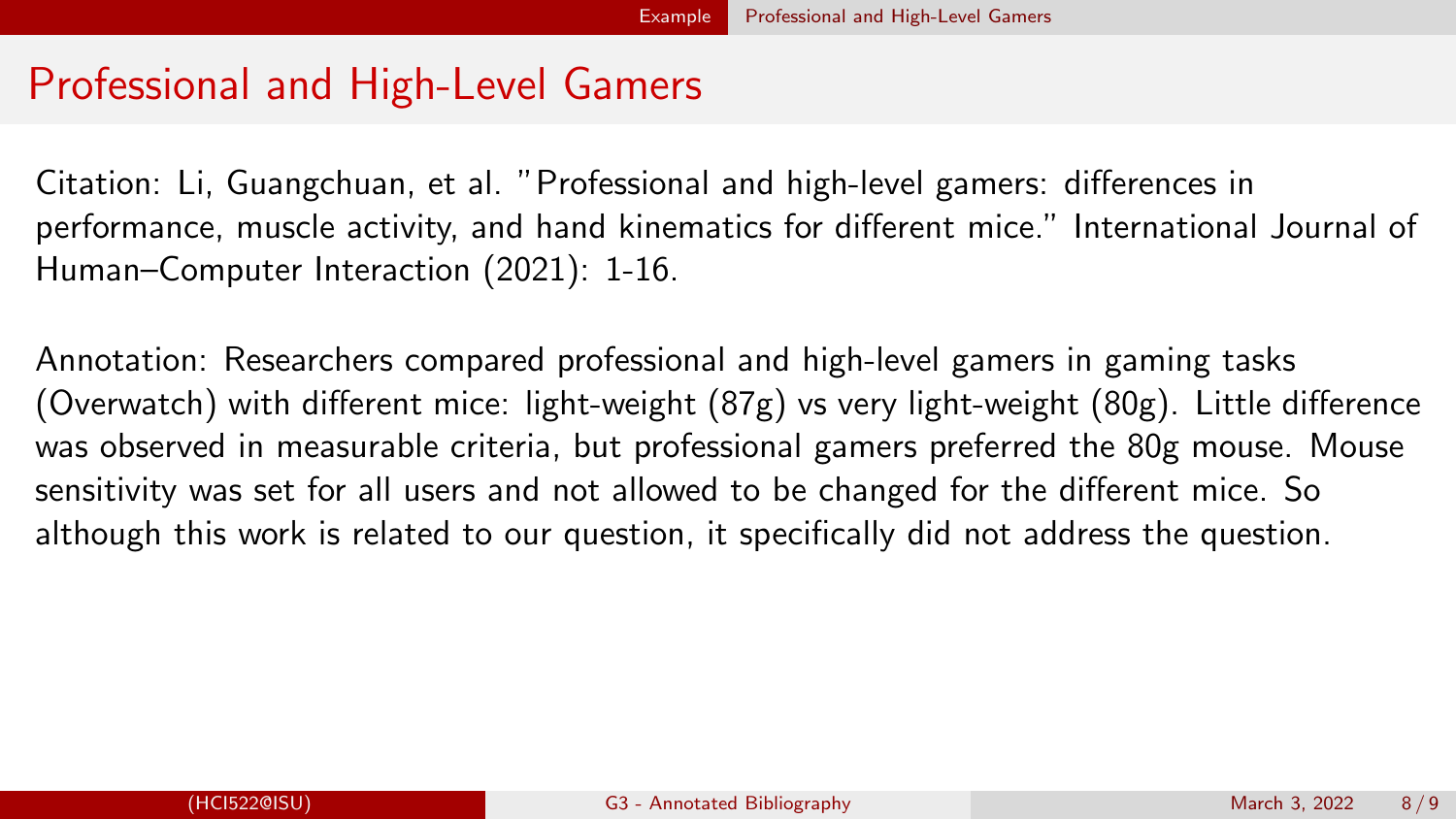# Professional and High-Level Gamers

Citation: Li, Guangchuan, et al. "Professional and high-level gamers: differences in performance, muscle activity, and hand kinematics for different mice." International Journal of Human–Computer Interaction (2021): 1-16.

Annotation: Researchers compared professional and high-level gamers in gaming tasks (Overwatch) with different mice: light-weight (87g) vs very light-weight (80g). Little difference was observed in measurable criteria, but professional gamers preferred the 80g mouse. Mouse sensitivity was set for all users and not allowed to be changed for the different mice. So although this work is related to our question, it specifically did not address the question.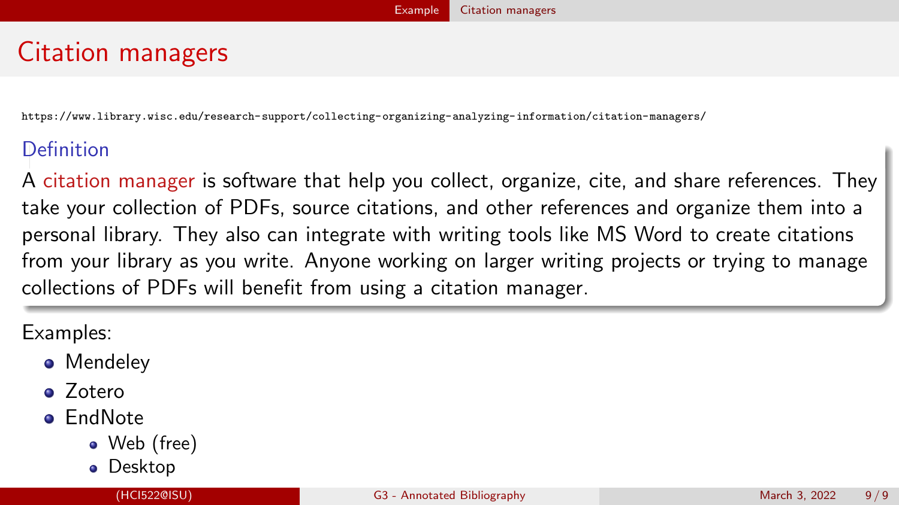# Citation managers

https://www.library.wisc.edu/research-support/collecting-organizing-analyzing-information/citation-managers/

### Definition

A citation manager is software that help you collect, organize, cite, and share references. They take your collection of PDFs, source citations, and other references and organize them into a personal library. They also can integrate with writing tools like MS Word to create citations from your library as you write. Anyone working on larger writing projects or trying to manage collections of PDFs will benefit from using a citation manager.

Examples:

- Mendeley
- Zotero
- EndNote
  - Web (free)
  - Desktop